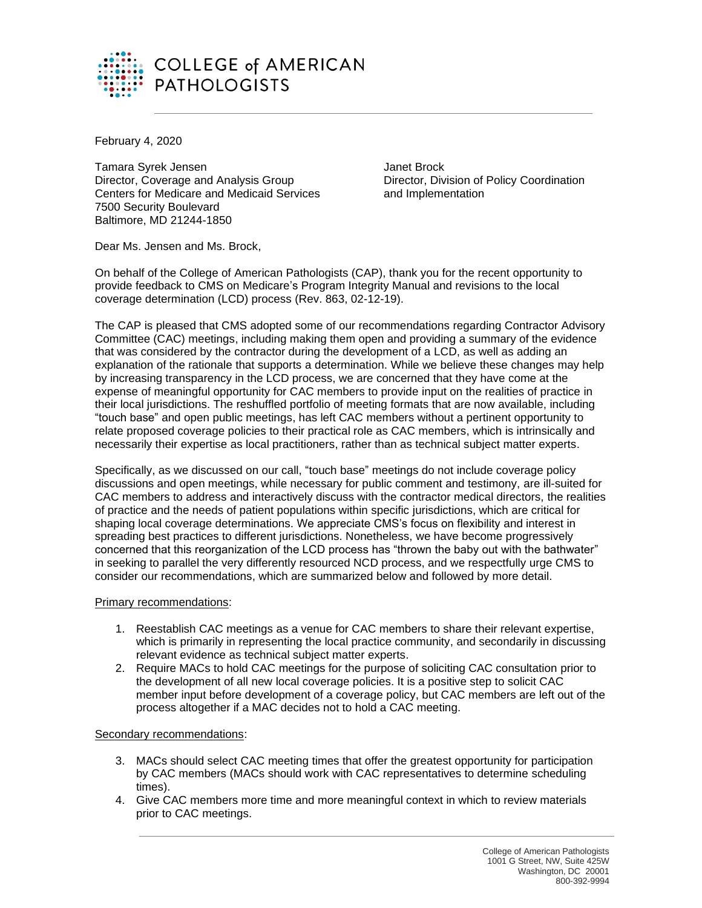COLLEGE of AMERICAN PATHOLOGISTS

February 4, 2020

Tamara Syrek Jensen
Director, Coverage and Analysis Group
Centers for Medicare and Medicaid Services
7500 Security Boulevard
Baltimore, MD 21244-1850

Janet Brock
Director, Division of Policy Coordination and Implementation

Dear Ms. Jensen and Ms. Brock,

On behalf of the College of American Pathologists (CAP), thank you for the recent opportunity to provide feedback to CMS on Medicare's Program Integrity Manual and revisions to the local coverage determination (LCD) process (Rev. 863, 02-12-19).

The CAP is pleased that CMS adopted some of our recommendations regarding Contractor Advisory Committee (CAC) meetings, including making them open and providing a summary of the evidence that was considered by the contractor during the development of a LCD, as well as adding an explanation of the rationale that supports a determination. While we believe these changes may help by increasing transparency in the LCD process, we are concerned that they have come at the expense of meaningful opportunity for CAC members to provide input on the realities of practice in their local jurisdictions. The reshuffled portfolio of meeting formats that are now available, including "touch base" and open public meetings, has left CAC members without a pertinent opportunity to relate proposed coverage policies to their practical role as CAC members, which is intrinsically and necessarily their expertise as local practitioners, rather than as technical subject matter experts.

Specifically, as we discussed on our call, "touch base" meetings do not include coverage policy discussions and open meetings, while necessary for public comment and testimony, are ill-suited for CAC members to address and interactively discuss with the contractor medical directors, the realities of practice and the needs of patient populations within specific jurisdictions, which are critical for shaping local coverage determinations. We appreciate CMS's focus on flexibility and interest in spreading best practices to different jurisdictions. Nonetheless, we have become progressively concerned that this reorganization of the LCD process has "thrown the baby out with the bathwater" in seeking to parallel the very differently resourced NCD process, and we respectfully urge CMS to consider our recommendations, which are summarized below and followed by more detail.

Primary recommendations:

1. Reestablish CAC meetings as a venue for CAC members to share their relevant expertise, which is primarily in representing the local practice community, and secondarily in discussing relevant evidence as technical subject matter experts.
2. Require MACs to hold CAC meetings for the purpose of soliciting CAC consultation prior to the development of all new local coverage policies. It is a positive step to solicit CAC member input before development of a coverage policy, but CAC members are left out of the process altogether if a MAC decides not to hold a CAC meeting.

Secondary recommendations:

3. MACs should select CAC meeting times that offer the greatest opportunity for participation by CAC members (MACs should work with CAC representatives to determine scheduling times).
4. Give CAC members more time and more meaningful context in which to review materials prior to CAC meetings.

College of American Pathologists
1001 G Street, NW, Suite 425W
Washington, DC 20001
800-392-9994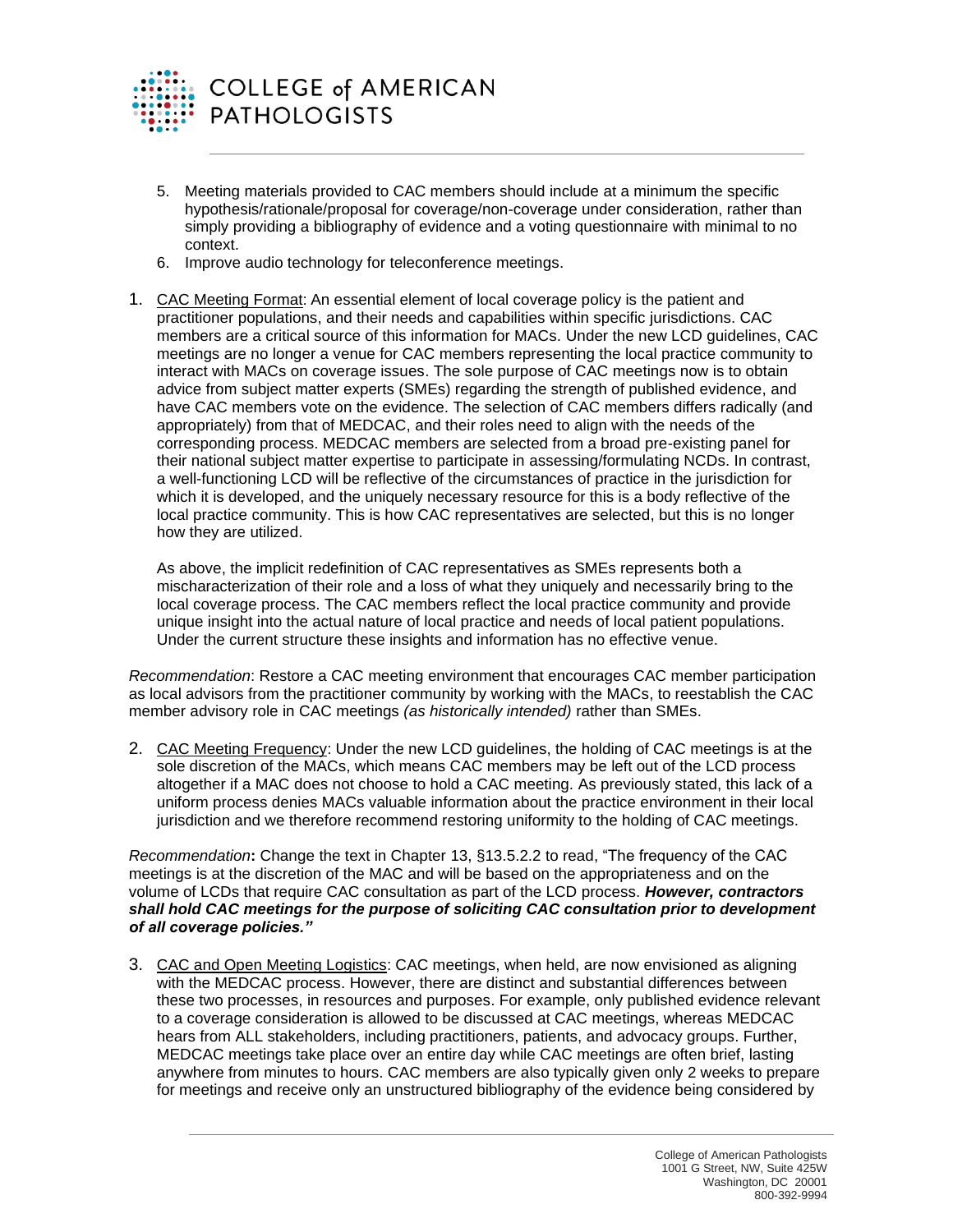5. Meeting materials provided to CAC members should include at a minimum the specific hypothesis/rationale/proposal for coverage/non-coverage under consideration, rather than simply providing a bibliography of evidence and a voting questionnaire with minimal to no context.
6. Improve audio technology for teleconference meetings.

1. <u>CAC Meeting Format</u>: An essential element of local coverage policy is the patient and practitioner populations, and their needs and capabilities within specific jurisdictions. CAC members are a critical source of this information for MACs. Under the new LCD guidelines, CAC meetings are no longer a venue for CAC members representing the local practice community to interact with MACs on coverage issues. The sole purpose of CAC meetings now is to obtain advice from subject matter experts (SMEs) regarding the strength of published evidence, and have CAC members vote on the evidence. The selection of CAC members differs radically (and appropriately) from that of MEDCAC, and their roles need to align with the needs of the corresponding process. MEDCAC members are selected from a broad pre-existing panel for their national subject matter expertise to participate in assessing/formulating NCDs. In contrast, a well-functioning LCD will be reflective of the circumstances of practice in the jurisdiction for which it is developed, and the uniquely necessary resource for this is a body reflective of the local practice community. This is how CAC representatives are selected, but this is no longer how they are utilized.

   As above, the implicit redefinition of CAC representatives as SMEs represents both a mischaracterization of their role and a loss of what they uniquely and necessarily bring to the local coverage process. The CAC members reflect the local practice community and provide unique insight into the actual nature of local practice and needs of local patient populations. Under the current structure these insights and information has no effective venue.

*Recommendation*: Restore a CAC meeting environment that encourages CAC member participation as local advisors from the practitioner community by working with the MACs, to reestablish the CAC member advisory role in CAC meetings *(as historically intended)* rather than SMEs.

2. <u>CAC Meeting Frequency</u>: Under the new LCD guidelines, the holding of CAC meetings is at the sole discretion of the MACs, which means CAC members may be left out of the LCD process altogether if a MAC does not choose to hold a CAC meeting. As previously stated, this lack of a uniform process denies MACs valuable information about the practice environment in their local jurisdiction and we therefore recommend restoring uniformity to the holding of CAC meetings.

*Recommendation***:** Change the text in Chapter 13, §13.5.2.2 to read, "The frequency of the CAC meetings is at the discretion of the MAC and will be based on the appropriateness and on the volume of LCDs that require CAC consultation as part of the LCD process. ***However, contractors shall hold CAC meetings for the purpose of soliciting CAC consultation prior to development of all coverage policies."***

3. <u>CAC and Open Meeting Logistics</u>: CAC meetings, when held, are now envisioned as aligning with the MEDCAC process. However, there are distinct and substantial differences between these two processes, in resources and purposes. For example, only published evidence relevant to a coverage consideration is allowed to be discussed at CAC meetings, whereas MEDCAC hears from ALL stakeholders, including practitioners, patients, and advocacy groups. Further, MEDCAC meetings take place over an entire day while CAC meetings are often brief, lasting anywhere from minutes to hours. CAC members are also typically given only 2 weeks to prepare for meetings and receive only an unstructured bibliography of the evidence being considered by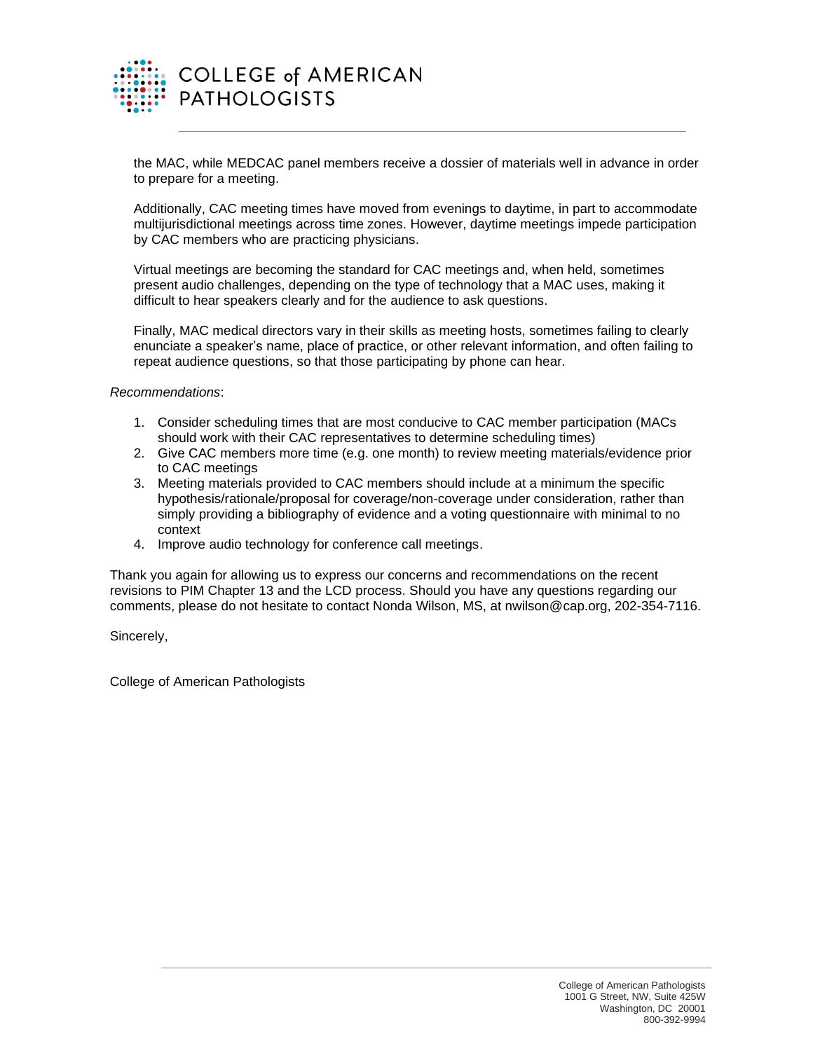the MAC, while MEDCAC panel members receive a dossier of materials well in advance in order to prepare for a meeting.

Additionally, CAC meeting times have moved from evenings to daytime, in part to accommodate multijurisdictional meetings across time zones. However, daytime meetings impede participation by CAC members who are practicing physicians.

Virtual meetings are becoming the standard for CAC meetings and, when held, sometimes present audio challenges, depending on the type of technology that a MAC uses, making it difficult to hear speakers clearly and for the audience to ask questions.

Finally, MAC medical directors vary in their skills as meeting hosts, sometimes failing to clearly enunciate a speaker's name, place of practice, or other relevant information, and often failing to repeat audience questions, so that those participating by phone can hear.

*Recommendations*:

1. Consider scheduling times that are most conducive to CAC member participation (MACs should work with their CAC representatives to determine scheduling times)
2. Give CAC members more time (e.g. one month) to review meeting materials/evidence prior to CAC meetings
3. Meeting materials provided to CAC members should include at a minimum the specific hypothesis/rationale/proposal for coverage/non-coverage under consideration, rather than simply providing a bibliography of evidence and a voting questionnaire with minimal to no context
4. Improve audio technology for conference call meetings.

Thank you again for allowing us to express our concerns and recommendations on the recent revisions to PIM Chapter 13 and the LCD process. Should you have any questions regarding our comments, please do not hesitate to contact Nonda Wilson, MS, at nwilson@cap.org, 202-354-7116.

Sincerely,

College of American Pathologists